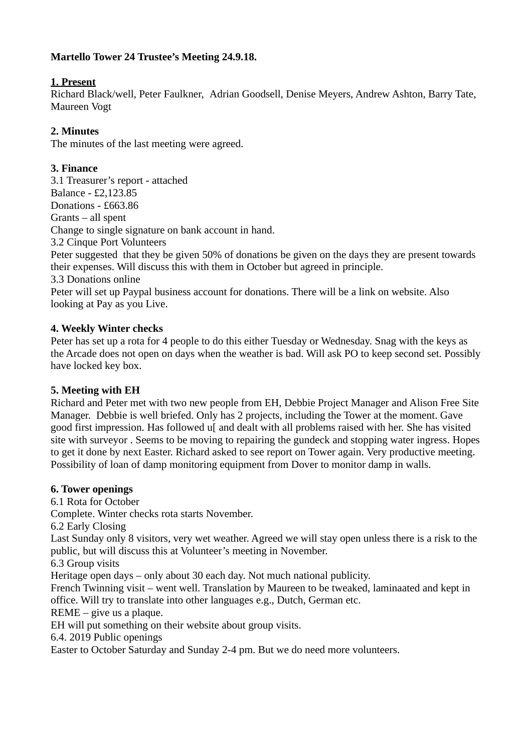**Martello Tower 24 Trustee's Meeting 24.9.18.**

**1. Present**

Richard Black/well, Peter Faulkner, Adrian Goodsell, Denise Meyers, Andrew Ashton, Barry Tate, Maureen Vogt

**2. Minutes**

The minutes of the last meeting were agreed.

**3. Finance**

3.1 Treasurer's report - attached
Balance - £2,123.85
Donations - £663.86
Grants – all spent
Change to single signature on bank account in hand.
3.2 Cinque Port Volunteers
Peter suggested that they be given 50% of donations be given on the days they are present towards their expenses. Will discuss this with them in October but agreed in principle.
3.3 Donations online
Peter will set up Paypal business account for donations. There will be a link on website. Also looking at Pay as you Live.

**4. Weekly Winter checks**

Peter has set up a rota for 4 people to do this either Tuesday or Wednesday. Snag with the keys as the Arcade does not open on days when the weather is bad. Will ask PO to keep second set. Possibly have locked key box.

**5. Meeting with EH**

Richard and Peter met with two new people from EH, Debbie Project Manager and Alison Free Site Manager. Debbie is well briefed. Only has 2 projects, including the Tower at the moment. Gave good first impression. Has followed u[ and dealt with all problems raised with her. She has visited site with surveyor . Seems to be moving to repairing the gundeck and stopping water ingress. Hopes to get it done by next Easter. Richard asked to see report on Tower again. Very productive meeting. Possibility of loan of damp monitoring equipment from Dover to monitor damp in walls.

**6. Tower openings**

6.1 Rota for October
Complete. Winter checks rota starts November.
6.2 Early Closing
Last Sunday only 8 visitors, very wet weather. Agreed we will stay open unless there is a risk to the public, but will discuss this at Volunteer's meeting in November.
6.3 Group visits
Heritage open days – only about 30 each day. Not much national publicity.
French Twinning visit – went well. Translation by Maureen to be tweaked, laminaated and kept in office. Will try to translate into other languages e.g., Dutch, German etc.
REME – give us a plaque.
EH will put something on their website about group visits.
6.4. 2019 Public openings
Easter to October Saturday and Sunday 2-4 pm. But we do need more volunteers.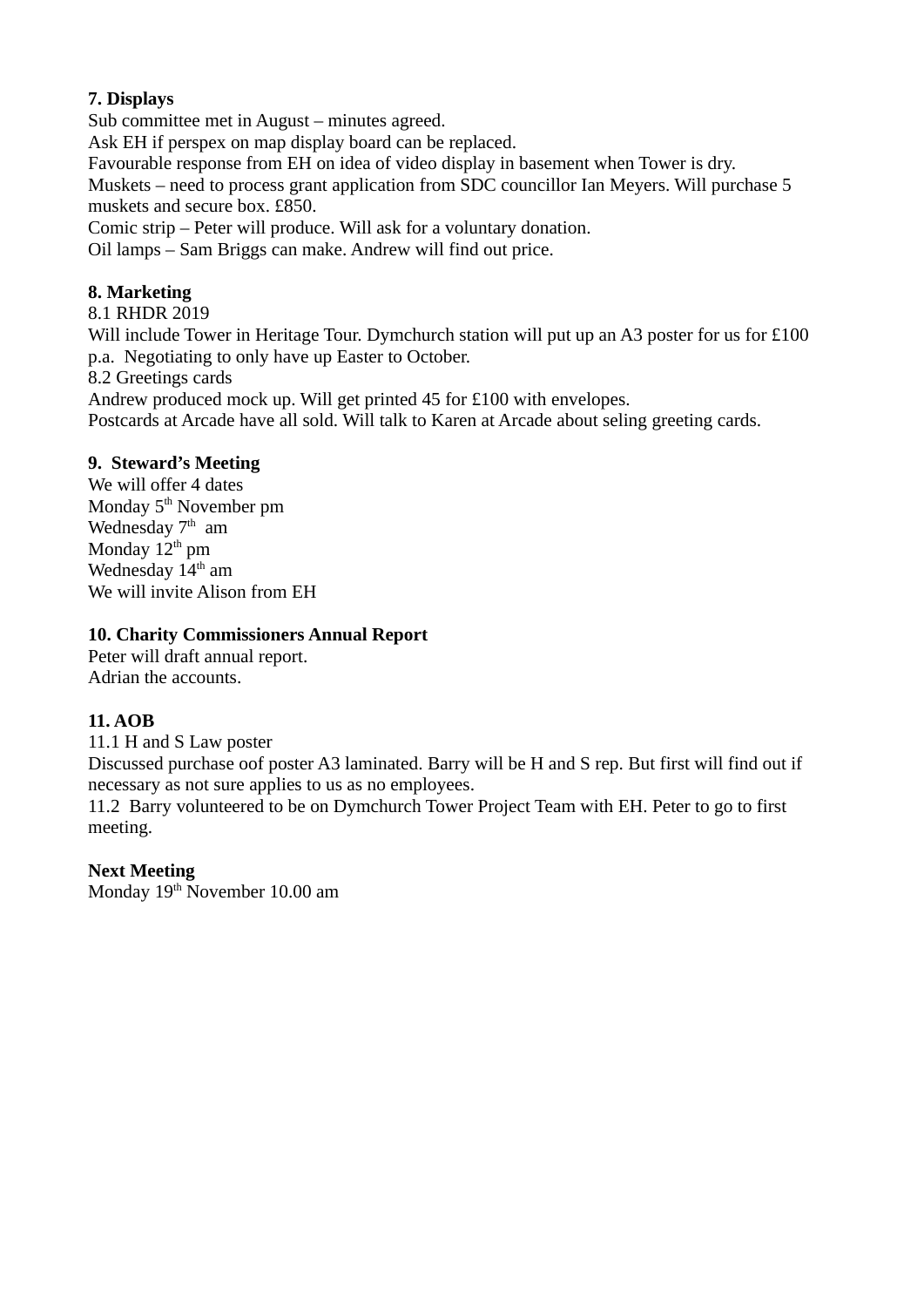**7. Displays**

Sub committee met in August – minutes agreed.
Ask EH if perspex on map display board can be replaced.
Favourable response from EH on idea of video display in basement when Tower is dry.
Muskets – need to process grant application from SDC councillor Ian Meyers. Will purchase 5 muskets and secure box. £850.
Comic strip – Peter will produce. Will ask for a voluntary donation.
Oil lamps – Sam Briggs can make. Andrew will find out price.

**8. Marketing**

8.1 RHDR 2019
Will include Tower in Heritage Tour. Dymchurch station will put up an A3 poster for us for £100 p.a. Negotiating to only have up Easter to October.
8.2 Greetings cards
Andrew produced mock up. Will get printed 45 for £100 with envelopes.
Postcards at Arcade have all sold. Will talk to Karen at Arcade about seling greeting cards.

**9. Steward's Meeting**

We will offer 4 dates
Monday 5th November pm
Wednesday 7th am
Monday 12th pm
Wednesday 14th am
We will invite Alison from EH

**10. Charity Commissioners Annual Report**

Peter will draft annual report.
Adrian the accounts.

**11. AOB**

11.1 H and S Law poster
Discussed purchase oof poster A3 laminated. Barry will be H and S rep. But first will find out if necessary as not sure applies to us as no employees.
11.2 Barry volunteered to be on Dymchurch Tower Project Team with EH. Peter to go to first meeting.

**Next Meeting**

Monday 19th November 10.00 am